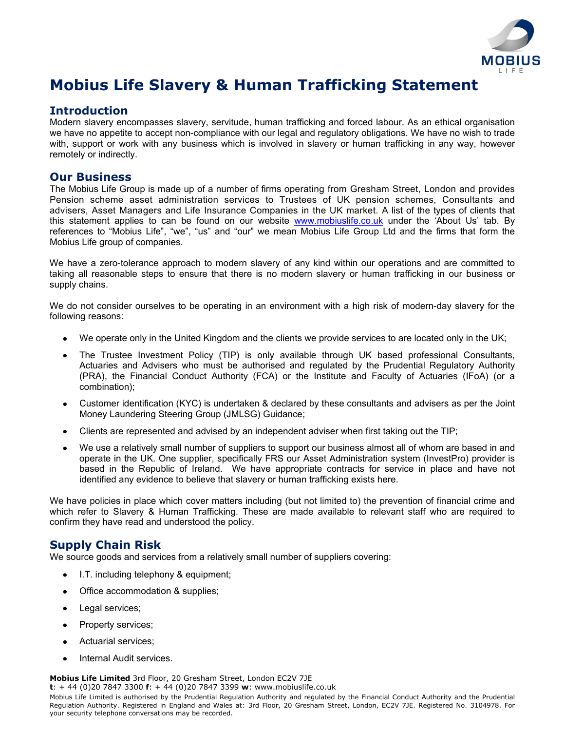# Mobius Life Slavery & Human Trafficking Statement

## Introduction

Modern slavery encompasses slavery, servitude, human trafficking and forced labour. As an ethical organisation we have no appetite to accept non-compliance with our legal and regulatory obligations. We have no wish to trade with, support or work with any business which is involved in slavery or human trafficking in any way, however remotely or indirectly.

## Our Business

The Mobius Life Group is made up of a number of firms operating from Gresham Street, London and provides Pension scheme asset administration services to Trustees of UK pension schemes, Consultants and advisers, Asset Managers and Life Insurance Companies in the UK market. A list of the types of clients that this statement applies to can be found on our website www.mobiuslife.co.uk under the 'About Us' tab. By references to "Mobius Life", "we", "us" and "our" we mean Mobius Life Group Ltd and the firms that form the Mobius Life group of companies.

We have a zero-tolerance approach to modern slavery of any kind within our operations and are committed to taking all reasonable steps to ensure that there is no modern slavery or human trafficking in our business or supply chains.

We do not consider ourselves to be operating in an environment with a high risk of modern-day slavery for the following reasons:

- We operate only in the United Kingdom and the clients we provide services to are located only in the UK;
- The Trustee Investment Policy (TIP) is only available through UK based professional Consultants, Actuaries and Advisers who must be authorised and regulated by the Prudential Regulatory Authority (PRA), the Financial Conduct Authority (FCA) or the Institute and Faculty of Actuaries (IFoA) (or a combination);
- Customer identification (KYC) is undertaken & declared by these consultants and advisers as per the Joint Money Laundering Steering Group (JMLSG) Guidance;
- Clients are represented and advised by an independent adviser when first taking out the TIP;
- We use a relatively small number of suppliers to support our business almost all of whom are based in and operate in the UK. One supplier, specifically FRS our Asset Administration system (InvestPro) provider is based in the Republic of Ireland. We have appropriate contracts for service in place and have not identified any evidence to believe that slavery or human trafficking exists here.

We have policies in place which cover matters including (but not limited to) the prevention of financial crime and which refer to Slavery & Human Trafficking. These are made available to relevant staff who are required to confirm they have read and understood the policy.

## Supply Chain Risk

We source goods and services from a relatively small number of suppliers covering:

- I.T. including telephony & equipment;
- Office accommodation & supplies;
- Legal services;
- Property services;
- Actuarial services;
- Internal Audit services.

**Mobius Life Limited** 3rd Floor, 20 Gresham Street, London EC2V 7JE
**t**: + 44 (0)20 7847 3300 **f**: + 44 (0)20 7847 3399 **w**: www.mobiuslife.co.uk
Mobius Life Limited is authorised by the Prudential Regulation Authority and regulated by the Financial Conduct Authority and the Prudential Regulation Authority. Registered in England and Wales at: 3rd Floor, 20 Gresham Street, London, EC2V 7JE. Registered No. 3104978. For your security telephone conversations may be recorded.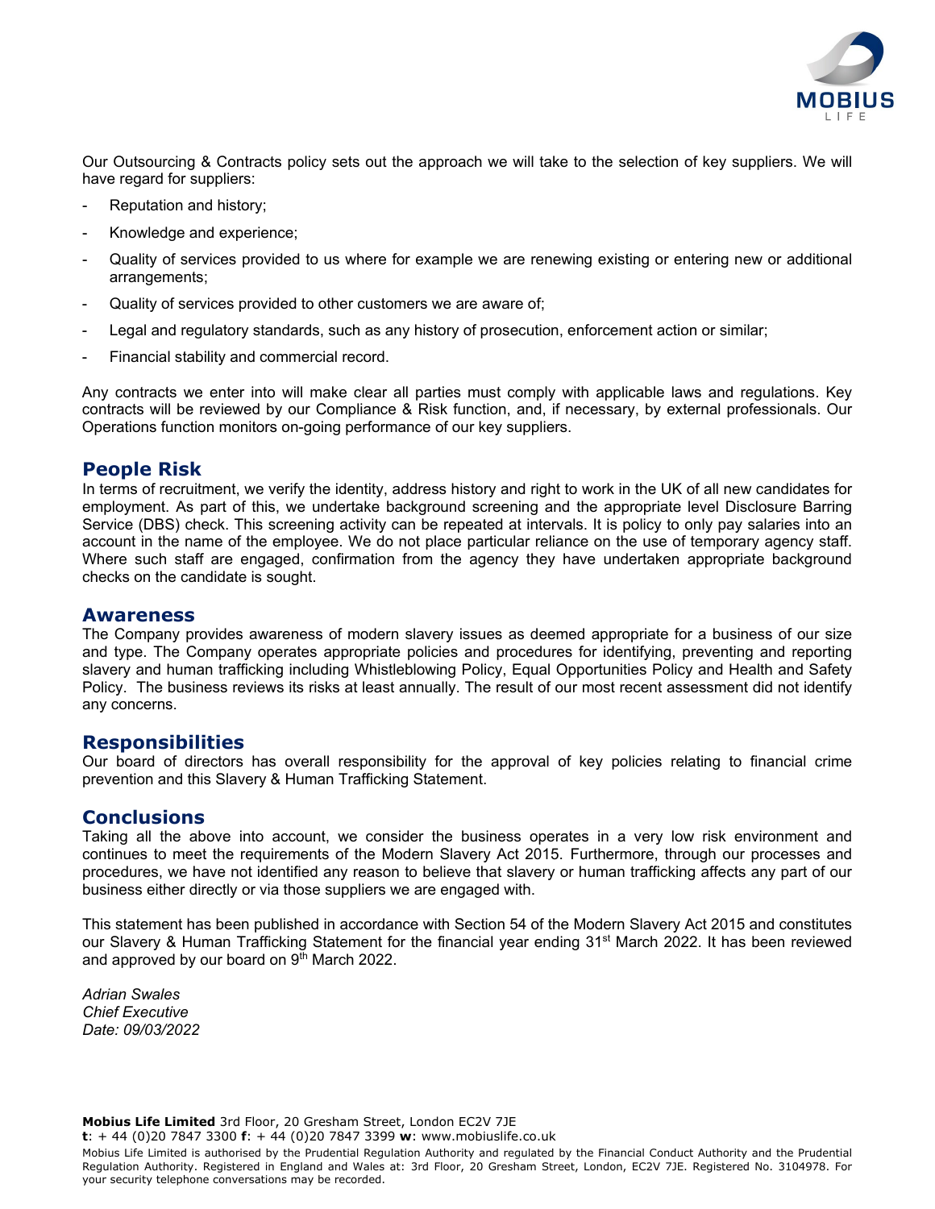Our Outsourcing & Contracts policy sets out the approach we will take to the selection of key suppliers. We will have regard for suppliers:

- Reputation and history;
- Knowledge and experience;
- Quality of services provided to us where for example we are renewing existing or entering new or additional arrangements;
- Quality of services provided to other customers we are aware of;
- Legal and regulatory standards, such as any history of prosecution, enforcement action or similar;
- Financial stability and commercial record.

Any contracts we enter into will make clear all parties must comply with applicable laws and regulations. Key contracts will be reviewed by our Compliance & Risk function, and, if necessary, by external professionals. Our Operations function monitors on-going performance of our key suppliers.

## People Risk

In terms of recruitment, we verify the identity, address history and right to work in the UK of all new candidates for employment. As part of this, we undertake background screening and the appropriate level Disclosure Barring Service (DBS) check. This screening activity can be repeated at intervals. It is policy to only pay salaries into an account in the name of the employee. We do not place particular reliance on the use of temporary agency staff. Where such staff are engaged, confirmation from the agency they have undertaken appropriate background checks on the candidate is sought.

## Awareness

The Company provides awareness of modern slavery issues as deemed appropriate for a business of our size and type. The Company operates appropriate policies and procedures for identifying, preventing and reporting slavery and human trafficking including Whistleblowing Policy, Equal Opportunities Policy and Health and Safety Policy. The business reviews its risks at least annually. The result of our most recent assessment did not identify any concerns.

## Responsibilities

Our board of directors has overall responsibility for the approval of key policies relating to financial crime prevention and this Slavery & Human Trafficking Statement.

## Conclusions

Taking all the above into account, we consider the business operates in a very low risk environment and continues to meet the requirements of the Modern Slavery Act 2015. Furthermore, through our processes and procedures, we have not identified any reason to believe that slavery or human trafficking affects any part of our business either directly or via those suppliers we are engaged with.

This statement has been published in accordance with Section 54 of the Modern Slavery Act 2015 and constitutes our Slavery & Human Trafficking Statement for the financial year ending 31st March 2022. It has been reviewed and approved by our board on 9th March 2022.

*Adrian Swales*
*Chief Executive*
*Date: 09/03/2022*

**Mobius Life Limited** 3rd Floor, 20 Gresham Street, London EC2V 7JE
**t**: + 44 (0)20 7847 3300 **f**: + 44 (0)20 7847 3399 **w**: www.mobiuslife.co.uk

Mobius Life Limited is authorised by the Prudential Regulation Authority and regulated by the Financial Conduct Authority and the Prudential Regulation Authority. Registered in England and Wales at: 3rd Floor, 20 Gresham Street, London, EC2V 7JE. Registered No. 3104978. For your security telephone conversations may be recorded.